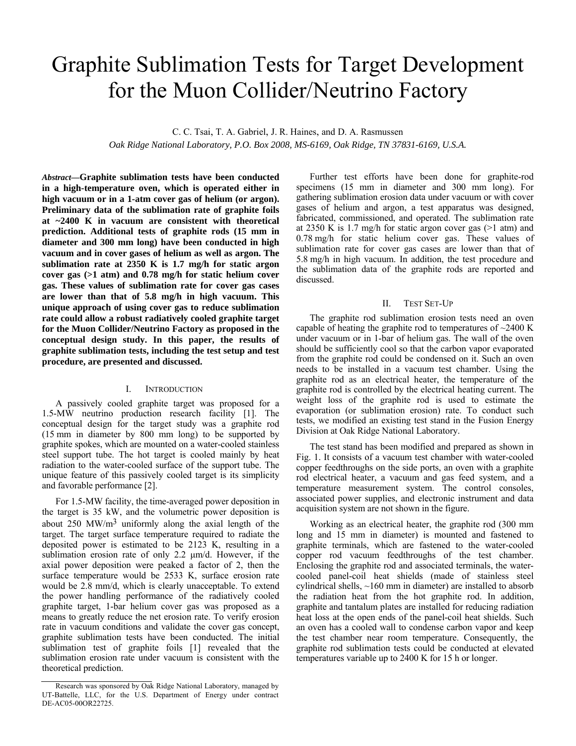# Graphite Sublimation Tests for Target Development for the Muon Collider/Neutrino Factory

C. C. Tsai, T. A. Gabriel, J. R. Haines, and D. A. Rasmussen

*Oak Ridge National Laboratory, P.O. Box 2008, MS-6169, Oak Ridge, TN 37831-6169, U.S.A.*

***Abstract*—Graphite sublimation tests have been conducted in a high-temperature oven, which is operated either in high vacuum or in a 1-atm cover gas of helium (or argon). Preliminary data of the sublimation rate of graphite foils at ~2400 K in vacuum are consistent with theoretical prediction. Additional tests of graphite rods (15 mm in diameter and 300 mm long) have been conducted in high vacuum and in cover gases of helium as well as argon. The sublimation rate at 2350 K is 1.7 mg/h for static argon cover gas (>1 atm) and 0.78 mg/h for static helium cover gas. These values of sublimation rate for cover gas cases are lower than that of 5.8 mg/h in high vacuum. This unique approach of using cover gas to reduce sublimation rate could allow a robust radiatively cooled graphite target for the Muon Collider/Neutrino Factory as proposed in the conceptual design study. In this paper, the results of graphite sublimation tests, including the test setup and test procedure, are presented and discussed.**

## I. Introduction

A passively cooled graphite target was proposed for a 1.5-MW neutrino production research facility [1]. The conceptual design for the target study was a graphite rod (15 mm in diameter by 800 mm long) to be supported by graphite spokes, which are mounted on a water-cooled stainless steel support tube. The hot target is cooled mainly by heat radiation to the water-cooled surface of the support tube. The unique feature of this passively cooled target is its simplicity and favorable performance [2].

For 1.5-MW facility, the time-averaged power deposition in the target is 35 kW, and the volumetric power deposition is about 250 $MW/m^3$ uniformly along the axial length of the target. The target surface temperature required to radiate the deposited power is estimated to be 2123 K, resulting in a sublimation erosion rate of only 2.2 µm/d. However, if the axial power deposition were peaked a factor of 2, then the surface temperature would be 2533 K, surface erosion rate would be 2.8 mm/d, which is clearly unacceptable. To extend the power handling performance of the radiatively cooled graphite target, 1-bar helium cover gas was proposed as a means to greatly reduce the net erosion rate. To verify erosion rate in vacuum conditions and validate the cover gas concept, graphite sublimation tests have been conducted. The initial sublimation test of graphite foils [1] revealed that the sublimation erosion rate under vacuum is consistent with the theoretical prediction.

Further test efforts have been done for graphite-rod specimens (15 mm in diameter and 300 mm long). For gathering sublimation erosion data under vacuum or with cover gases of helium and argon, a test apparatus was designed, fabricated, commissioned, and operated. The sublimation rate at 2350 K is 1.7 mg/h for static argon cover gas (>1 atm) and 0.78 mg/h for static helium cover gas. These values of sublimation rate for cover gas cases are lower than that of 5.8 mg/h in high vacuum. In addition, the test procedure and the sublimation data of the graphite rods are reported and discussed.

## II. Test Set-Up

The graphite rod sublimation erosion tests need an oven capable of heating the graphite rod to temperatures of ~2400 K under vacuum or in 1-bar of helium gas. The wall of the oven should be sufficiently cool so that the carbon vapor evaporated from the graphite rod could be condensed on it. Such an oven needs to be installed in a vacuum test chamber. Using the graphite rod as an electrical heater, the temperature of the graphite rod is controlled by the electrical heating current. The weight loss of the graphite rod is used to estimate the evaporation (or sublimation erosion) rate. To conduct such tests, we modified an existing test stand in the Fusion Energy Division at Oak Ridge National Laboratory.

The test stand has been modified and prepared as shown in Fig. 1. It consists of a vacuum test chamber with water-cooled copper feedthroughs on the side ports, an oven with a graphite rod electrical heater, a vacuum and gas feed system, and a temperature measurement system. The control consoles, associated power supplies, and electronic instrument and data acquisition system are not shown in the figure.

Working as an electrical heater, the graphite rod (300 mm long and 15 mm in diameter) is mounted and fastened to graphite terminals, which are fastened to the water-cooled copper rod vacuum feedthroughs of the test chamber. Enclosing the graphite rod and associated terminals, the water-cooled panel-coil heat shields (made of stainless steel cylindrical shells, ~160 mm in diameter) are installed to absorb the radiation heat from the hot graphite rod. In addition, graphite and tantalum plates are installed for reducing radiation heat loss at the open ends of the panel-coil heat shields. Such an oven has a cooled wall to condense carbon vapor and keep the test chamber near room temperature. Consequently, the graphite rod sublimation tests could be conducted at elevated temperatures variable up to 2400 K for 15 h or longer.

Research was sponsored by Oak Ridge National Laboratory, managed by UT-Battelle, LLC, for the U.S. Department of Energy under contract DE-AC05-00OR22725.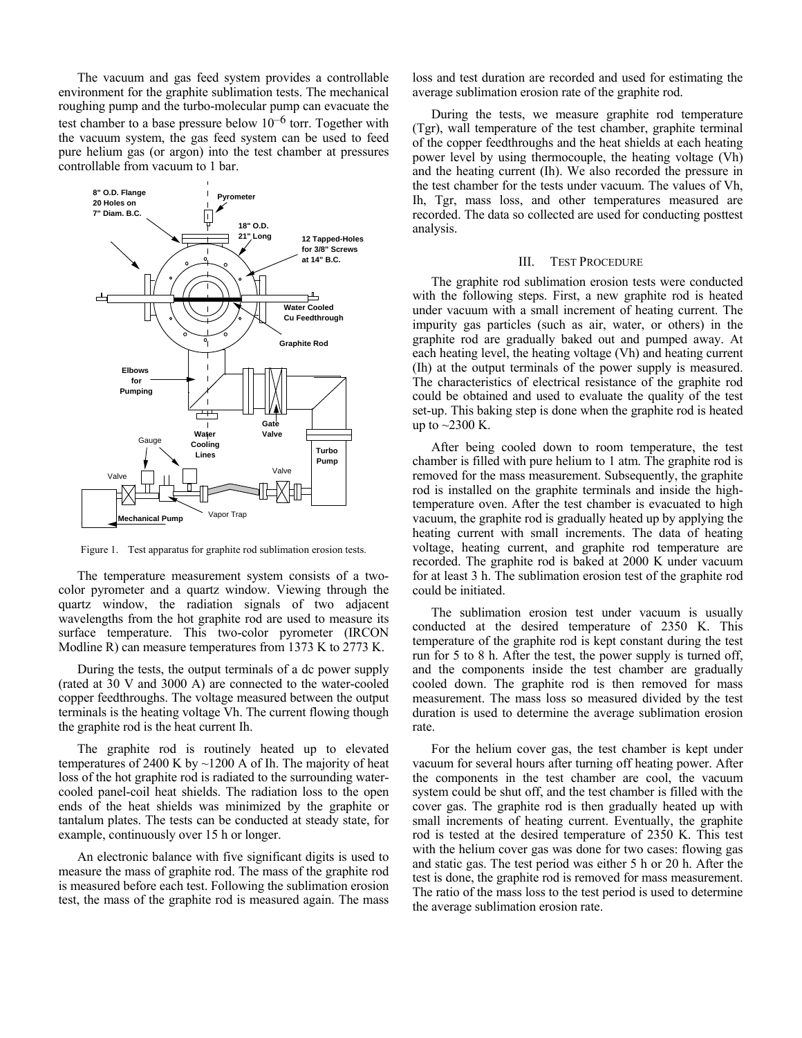The vacuum and gas feed system provides a controllable environment for the graphite sublimation tests. The mechanical roughing pump and the turbo-molecular pump can evacuate the test chamber to a base pressure below $10^{-6}$ torr. Together with the vacuum system, the gas feed system can be used to feed pure helium gas (or argon) into the test chamber at pressures controllable from vacuum to 1 bar.

Figure 1. Test apparatus for graphite rod sublimation erosion tests.

The temperature measurement system consists of a two-color pyrometer and a quartz window. Viewing through the quartz window, the radiation signals of two adjacent wavelengths from the hot graphite rod are used to measure its surface temperature. This two-color pyrometer (IRCON Modline R) can measure temperatures from 1373 K to 2773 K.

During the tests, the output terminals of a dc power supply (rated at 30 V and 3000 A) are connected to the water-cooled copper feedthroughs. The voltage measured between the output terminals is the heating voltage Vh. The current flowing though the graphite rod is the heat current Ih.

The graphite rod is routinely heated up to elevated temperatures of 2400 K by ~1200 A of Ih. The majority of heat loss of the hot graphite rod is radiated to the surrounding water-cooled panel-coil heat shields. The radiation loss to the open ends of the heat shields was minimized by the graphite or tantalum plates. The tests can be conducted at steady state, for example, continuously over 15 h or longer.

An electronic balance with five significant digits is used to measure the mass of graphite rod. The mass of the graphite rod is measured before each test. Following the sublimation erosion test, the mass of the graphite rod is measured again. The mass loss and test duration are recorded and used for estimating the average sublimation erosion rate of the graphite rod.

During the tests, we measure graphite rod temperature (Tgr), wall temperature of the test chamber, graphite terminal of the copper feedthroughs and the heat shields at each heating power level by using thermocouple, the heating voltage (Vh) and the heating current (Ih). We also recorded the pressure in the test chamber for the tests under vacuum. The values of Vh, Ih, Tgr, mass loss, and other temperatures measured are recorded. The data so collected are used for conducting posttest analysis.

## III. Test Procedure

The graphite rod sublimation erosion tests were conducted with the following steps. First, a new graphite rod is heated under vacuum with a small increment of heating current. The impurity gas particles (such as air, water, or others) in the graphite rod are gradually baked out and pumped away. At each heating level, the heating voltage (Vh) and heating current (Ih) at the output terminals of the power supply is measured. The characteristics of electrical resistance of the graphite rod could be obtained and used to evaluate the quality of the test set-up. This baking step is done when the graphite rod is heated up to ~2300 K.

After being cooled down to room temperature, the test chamber is filled with pure helium to 1 atm. The graphite rod is removed for the mass measurement. Subsequently, the graphite rod is installed on the graphite terminals and inside the high-temperature oven. After the test chamber is evacuated to high vacuum, the graphite rod is gradually heated up by applying the heating current with small increments. The data of heating voltage, heating current, and graphite rod temperature are recorded. The graphite rod is baked at 2000 K under vacuum for at least 3 h. The sublimation erosion test of the graphite rod could be initiated.

The sublimation erosion test under vacuum is usually conducted at the desired temperature of 2350 K. This temperature of the graphite rod is kept constant during the test run for 5 to 8 h. After the test, the power supply is turned off, and the components inside the test chamber are gradually cooled down. The graphite rod is then removed for mass measurement. The mass loss so measured divided by the test duration is used to determine the average sublimation erosion rate.

For the helium cover gas, the test chamber is kept under vacuum for several hours after turning off heating power. After the components in the test chamber are cool, the vacuum system could be shut off, and the test chamber is filled with the cover gas. The graphite rod is then gradually heated up with small increments of heating current. Eventually, the graphite rod is tested at the desired temperature of 2350 K. This test with the helium cover gas was done for two cases: flowing gas and static gas. The test period was either 5 h or 20 h. After the test is done, the graphite rod is removed for mass measurement. The ratio of the mass loss to the test period is used to determine the average sublimation erosion rate.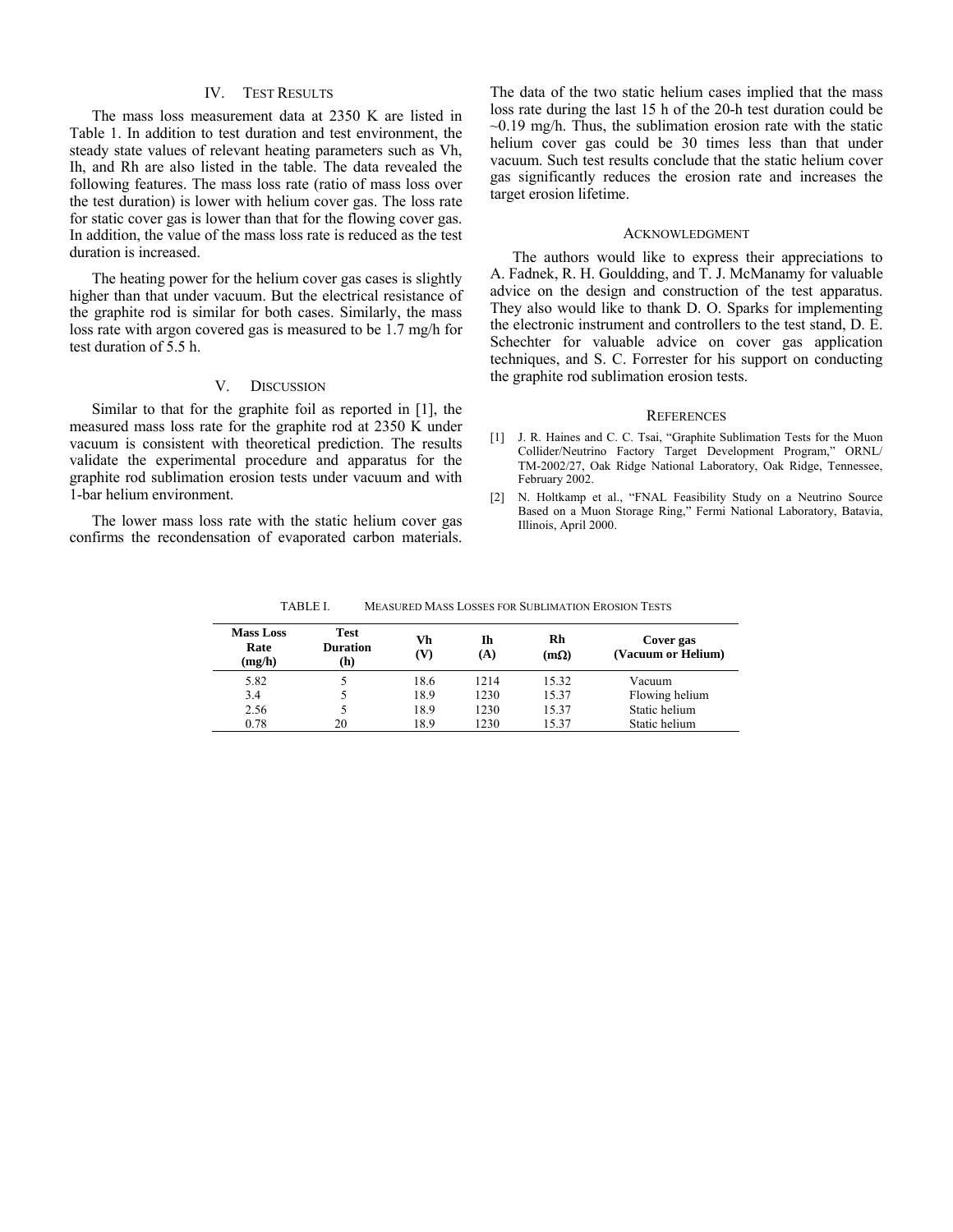## IV. Test Results

The mass loss measurement data at 2350 K are listed in Table 1. In addition to test duration and test environment, the steady state values of relevant heating parameters such as Vh, Ih, and Rh are also listed in the table. The data revealed the following features. The mass loss rate (ratio of mass loss over the test duration) is lower with helium cover gas. The loss rate for static cover gas is lower than that for the flowing cover gas. In addition, the value of the mass loss rate is reduced as the test duration is increased.

The heating power for the helium cover gas cases is slightly higher than that under vacuum. But the electrical resistance of the graphite rod is similar for both cases. Similarly, the mass loss rate with argon covered gas is measured to be 1.7 mg/h for test duration of 5.5 h.

## V. Discussion

Similar to that for the graphite foil as reported in [1], the measured mass loss rate for the graphite rod at 2350 K under vacuum is consistent with theoretical prediction. The results validate the experimental procedure and apparatus for the graphite rod sublimation erosion tests under vacuum and with 1-bar helium environment.

The lower mass loss rate with the static helium cover gas confirms the recondensation of evaporated carbon materials. The data of the two static helium cases implied that the mass loss rate during the last 15 h of the 20-h test duration could be ~0.19 mg/h. Thus, the sublimation erosion rate with the static helium cover gas could be 30 times less than that under vacuum. Such test results conclude that the static helium cover gas significantly reduces the erosion rate and increases the target erosion lifetime.

## Acknowledgment

The authors would like to express their appreciations to A. Fadnek, R. H. Gouldding, and T. J. McManamy for valuable advice on the design and construction of the test apparatus. They also would like to thank D. O. Sparks for implementing the electronic instrument and controllers to the test stand, D. E. Schechter for valuable advice on cover gas application techniques, and S. C. Forrester for his support on conducting the graphite rod sublimation erosion tests.

## References

[1] J. R. Haines and C. C. Tsai, "Graphite Sublimation Tests for the Muon Collider/Neutrino Factory Target Development Program," ORNL/ TM-2002/27, Oak Ridge National Laboratory, Oak Ridge, Tennessee, February 2002.

[2] N. Holtkamp et al., "FNAL Feasibility Study on a Neutrino Source Based on a Muon Storage Ring," Fermi National Laboratory, Batavia, Illinois, April 2000.

TABLE I. Measured Mass Losses for Sublimation Erosion Tests

| Mass Loss Rate (mg/h) | Test Duration (h) | Vh (V) | Ih (A) | Rh (mΩ) | Cover gas (Vacuum or Helium) |
|---|---|---|---|---|---|
| 5.82 | 5 | 18.6 | 1214 | 15.32 | Vacuum |
| 3.4 | 5 | 18.9 | 1230 | 15.37 | Flowing helium |
| 2.56 | 5 | 18.9 | 1230 | 15.37 | Static helium |
| 0.78 | 20 | 18.9 | 1230 | 15.37 | Static helium |